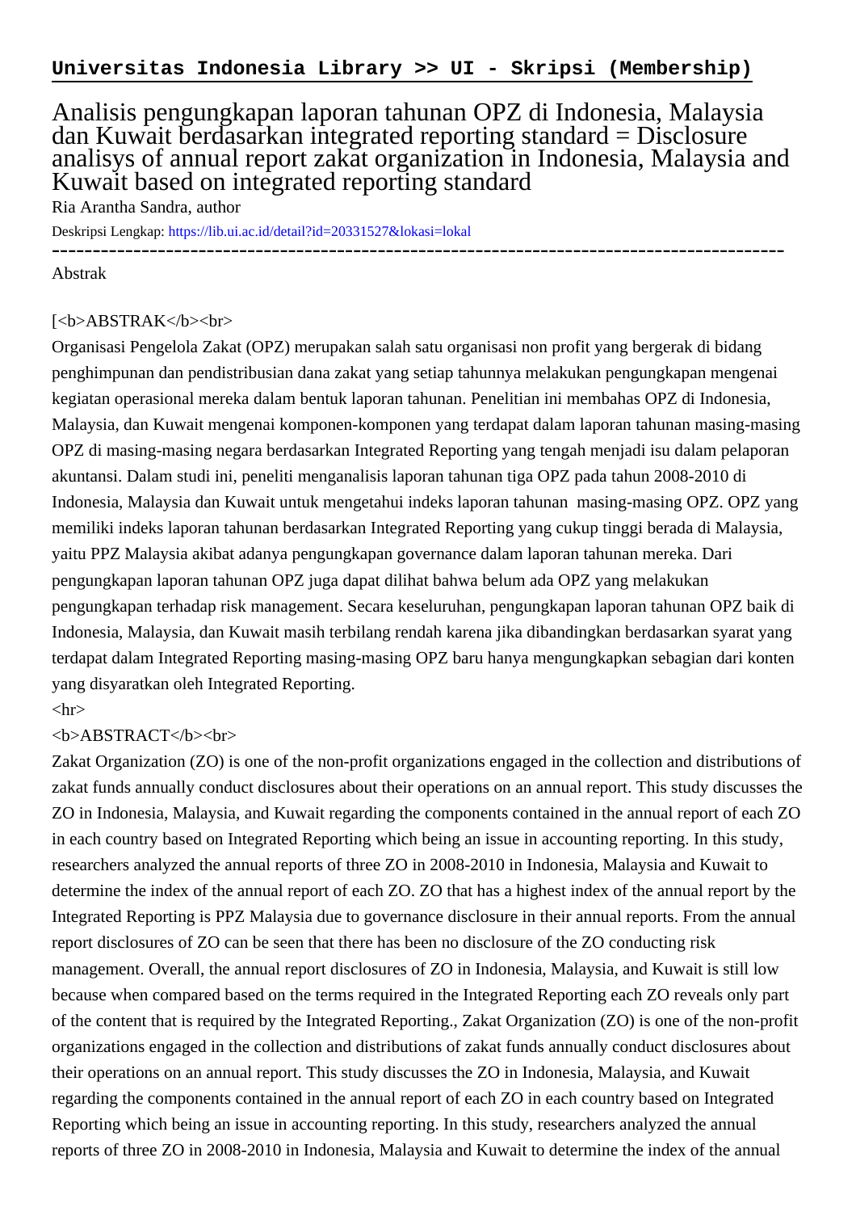**Universitas Indonesia Library >> UI - Skripsi (Membership)**

# Analisis pengungkapan laporan tahunan OPZ di Indonesia, Malaysia dan Kuwait berdasarkan integrated reporting standard = Disclosure analisys of annual report zakat organization in Indonesia, Malaysia and Kuwait based on integrated reporting standard

Ria Arantha Sandra, author

Deskripsi Lengkap: https://lib.ui.ac.id/detail?id=20331527&lokasi=lokal

------------------------------------------------------------------------------------------

Abstrak

[<b>ABSTRAK</b><br>

Organisasi Pengelola Zakat (OPZ) merupakan salah satu organisasi non profit yang bergerak di bidang penghimpunan dan pendistribusian dana zakat yang setiap tahunnya melakukan pengungkapan mengenai kegiatan operasional mereka dalam bentuk laporan tahunan. Penelitian ini membahas OPZ di Indonesia, Malaysia, dan Kuwait mengenai komponen-komponen yang terdapat dalam laporan tahunan masing-masing OPZ di masing-masing negara berdasarkan Integrated Reporting yang tengah menjadi isu dalam pelaporan akuntansi. Dalam studi ini, peneliti menganalisis laporan tahunan tiga OPZ pada tahun 2008-2010 di Indonesia, Malaysia dan Kuwait untuk mengetahui indeks laporan tahunan masing-masing OPZ. OPZ yang memiliki indeks laporan tahunan berdasarkan Integrated Reporting yang cukup tinggi berada di Malaysia, yaitu PPZ Malaysia akibat adanya pengungkapan governance dalam laporan tahunan mereka. Dari pengungkapan laporan tahunan OPZ juga dapat dilihat bahwa belum ada OPZ yang melakukan pengungkapan terhadap risk management. Secara keseluruhan, pengungkapan laporan tahunan OPZ baik di Indonesia, Malaysia, dan Kuwait masih terbilang rendah karena jika dibandingkan berdasarkan syarat yang terdapat dalam Integrated Reporting masing-masing OPZ baru hanya mengungkapkan sebagian dari konten yang disyaratkan oleh Integrated Reporting.

<hr>

<b>ABSTRACT</b><br>

Zakat Organization (ZO) is one of the non-profit organizations engaged in the collection and distributions of zakat funds annually conduct disclosures about their operations on an annual report. This study discusses the ZO in Indonesia, Malaysia, and Kuwait regarding the components contained in the annual report of each ZO in each country based on Integrated Reporting which being an issue in accounting reporting. In this study, researchers analyzed the annual reports of three ZO in 2008-2010 in Indonesia, Malaysia and Kuwait to determine the index of the annual report of each ZO. ZO that has a highest index of the annual report by the Integrated Reporting is PPZ Malaysia due to governance disclosure in their annual reports. From the annual report disclosures of ZO can be seen that there has been no disclosure of the ZO conducting risk management. Overall, the annual report disclosures of ZO in Indonesia, Malaysia, and Kuwait is still low because when compared based on the terms required in the Integrated Reporting each ZO reveals only part of the content that is required by the Integrated Reporting., Zakat Organization (ZO) is one of the non-profit organizations engaged in the collection and distributions of zakat funds annually conduct disclosures about their operations on an annual report. This study discusses the ZO in Indonesia, Malaysia, and Kuwait regarding the components contained in the annual report of each ZO in each country based on Integrated Reporting which being an issue in accounting reporting. In this study, researchers analyzed the annual reports of three ZO in 2008-2010 in Indonesia, Malaysia and Kuwait to determine the index of the annual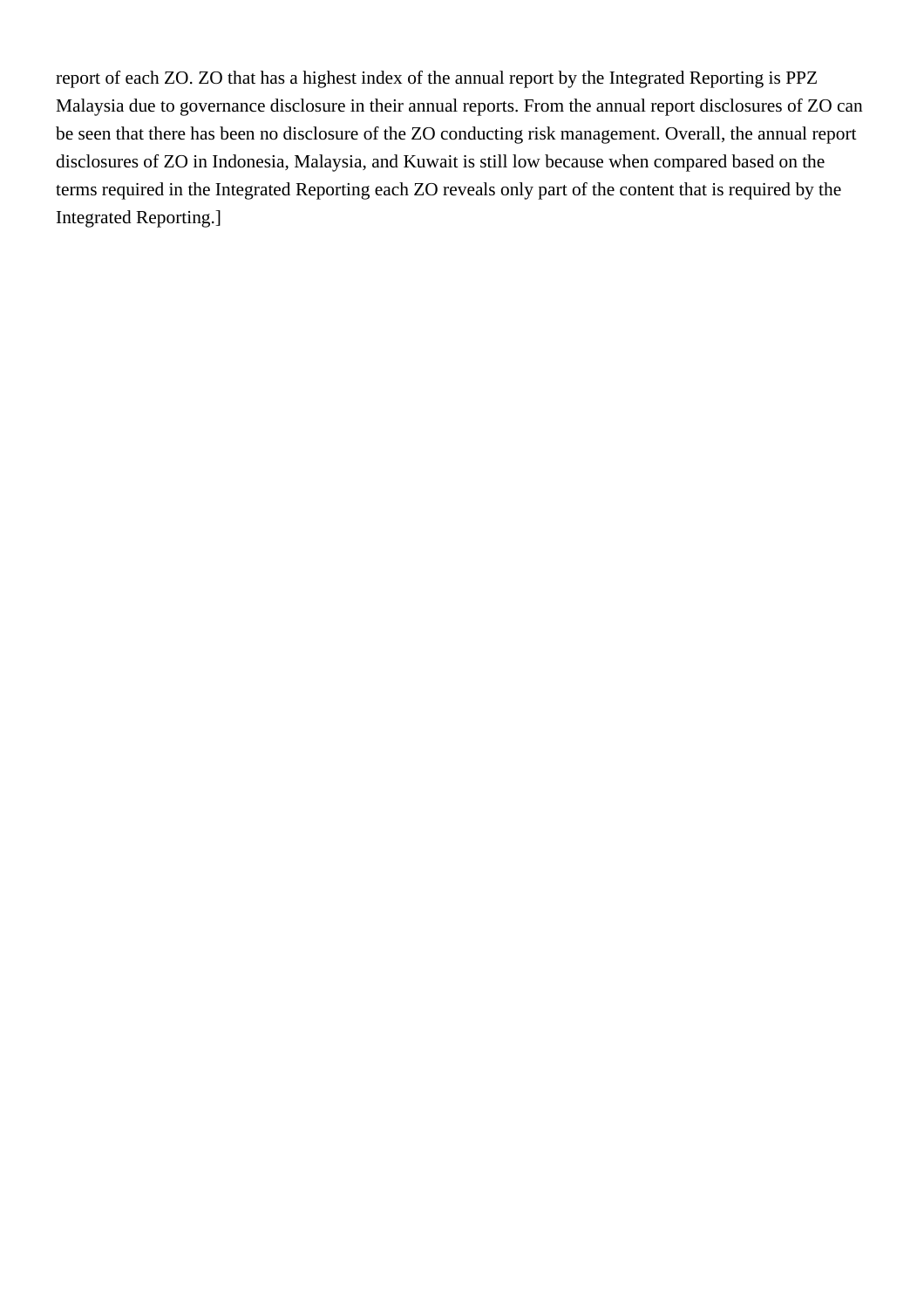report of each ZO. ZO that has a highest index of the annual report by the Integrated Reporting is PPZ Malaysia due to governance disclosure in their annual reports. From the annual report disclosures of ZO can be seen that there has been no disclosure of the ZO conducting risk management. Overall, the annual report disclosures of ZO in Indonesia, Malaysia, and Kuwait is still low because when compared based on the terms required in the Integrated Reporting each ZO reveals only part of the content that is required by the Integrated Reporting.]